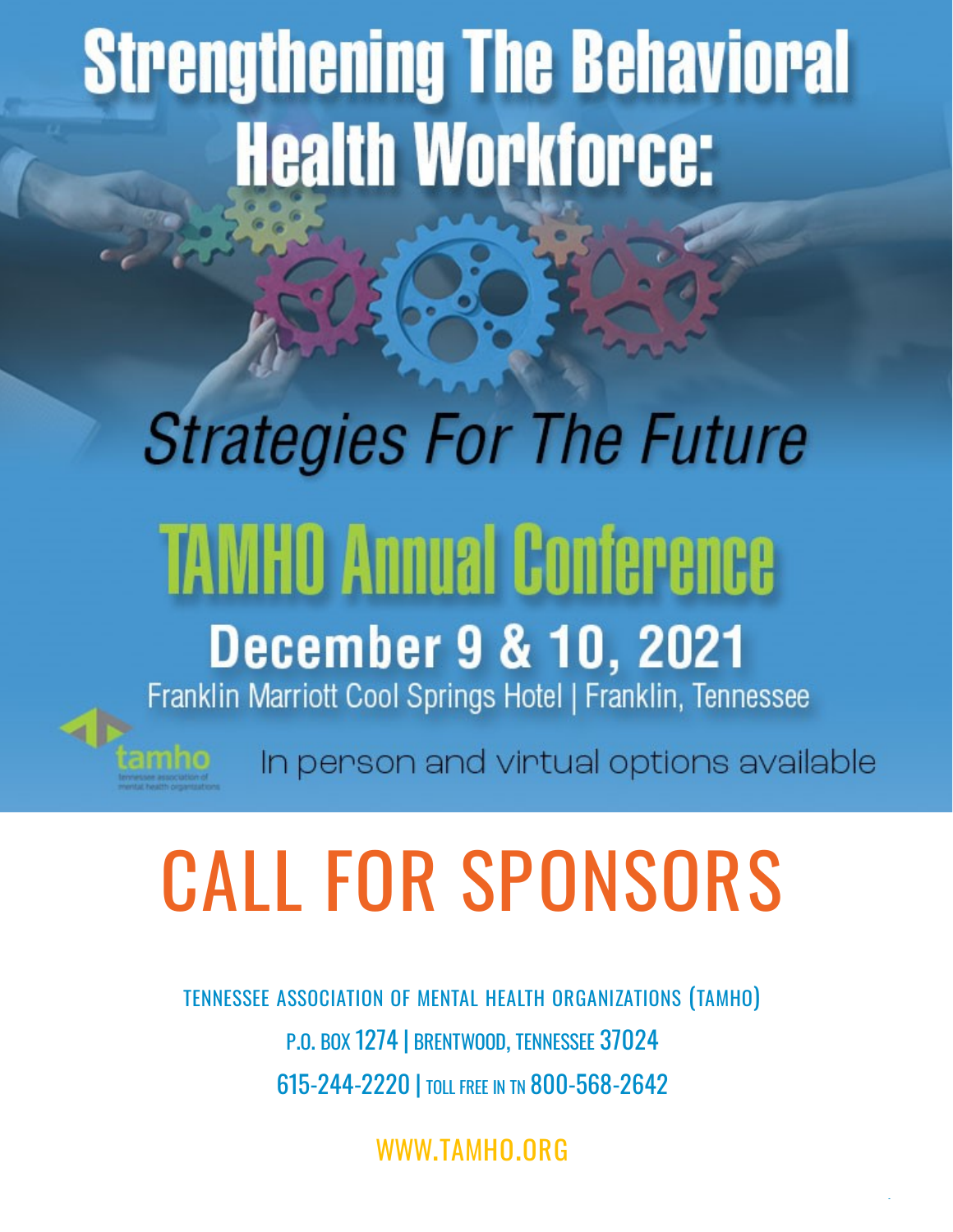# Strengthening The Behavioral Health Workforce:

## *Strategies For The Future*

## TAMHO Annual Conference

**December 9 & 10, 2021**

Franklin Marriott Cool Springs Hotel | Franklin, Tennessee

tamho — tennessee association of mental health organizations

In person and virtual options available

# CALL FOR SPONSORS

TENNESSEE ASSOCIATION OF MENTAL HEALTH ORGANIZATIONS (TAMHO)

P.O. BOX 1274 | BRENTWOOD, TENNESSEE 37024

615-244-2220 | TOLL FREE IN TN 800-568-2642

WWW.TAMHO.ORG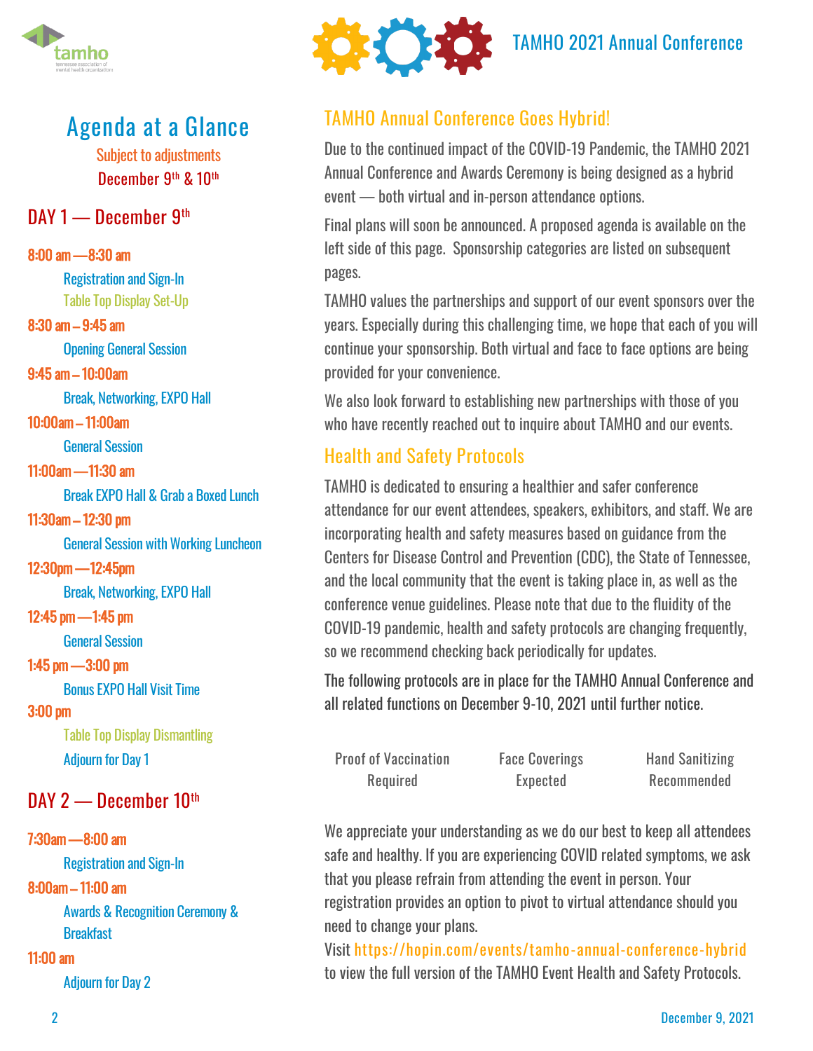# Agenda at a Glance

Subject to adjustments

December 9th & 10th

## DAY 1 — December 9th

**8:00 am —8:30 am**

- Registration and Sign-In
- Table Top Display Set-Up

**8:30 am – 9:45 am**

- Opening General Session

**9:45 am – 10:00am**

- Break, Networking, EXPO Hall

**10:00am – 11:00am**

- General Session

**11:00am —11:30 am**

- Break EXPO Hall & Grab a Boxed Lunch

**11:30am – 12:30 pm**

- General Session with Working Luncheon

**12:30pm —12:45pm**

- Break, Networking, EXPO Hall

**12:45 pm —1:45 pm**

- General Session

**1:45 pm —3:00 pm**

- Bonus EXPO Hall Visit Time

**3:00 pm**

- Table Top Display Dismantling
- Adjourn for Day 1

## DAY 2 — December 10th

**7:30am —8:00 am**

- Registration and Sign-In

**8:00am – 11:00 am**

- Awards & Recognition Ceremony & Breakfast

**11:00 am**

- Adjourn for Day 2

# TAMHO 2021 Annual Conference

## TAMHO Annual Conference Goes Hybrid!

Due to the continued impact of the COVID-19 Pandemic, the TAMHO 2021 Annual Conference and Awards Ceremony is being designed as a hybrid event — both virtual and in-person attendance options.

Final plans will soon be announced. A proposed agenda is available on the left side of this page. Sponsorship categories are listed on subsequent pages.

TAMHO values the partnerships and support of our event sponsors over the years. Especially during this challenging time, we hope that each of you will continue your sponsorship. Both virtual and face to face options are being provided for your convenience.

We also look forward to establishing new partnerships with those of you who have recently reached out to inquire about TAMHO and our events.

## Health and Safety Protocols

TAMHO is dedicated to ensuring a healthier and safer conference attendance for our event attendees, speakers, exhibitors, and staff. We are incorporating health and safety measures based on guidance from the Centers for Disease Control and Prevention (CDC), the State of Tennessee, and the local community that the event is taking place in, as well as the conference venue guidelines. Please note that due to the fluidity of the COVID-19 pandemic, health and safety protocols are changing frequently, so we recommend checking back periodically for updates.

The following protocols are in place for the TAMHO Annual Conference and all related functions on December 9-10, 2021 until further notice.

| Proof of Vaccination Required | Face Coverings Expected | Hand Sanitizing Recommended |
|---|---|---|

We appreciate your understanding as we do our best to keep all attendees safe and healthy. If you are experiencing COVID related symptoms, we ask that you please refrain from attending the event in person. Your registration provides an option to pivot to virtual attendance should you need to change your plans.

Visit https://hopin.com/events/tamho-annual-conference-hybrid to view the full version of the TAMHO Event Health and Safety Protocols.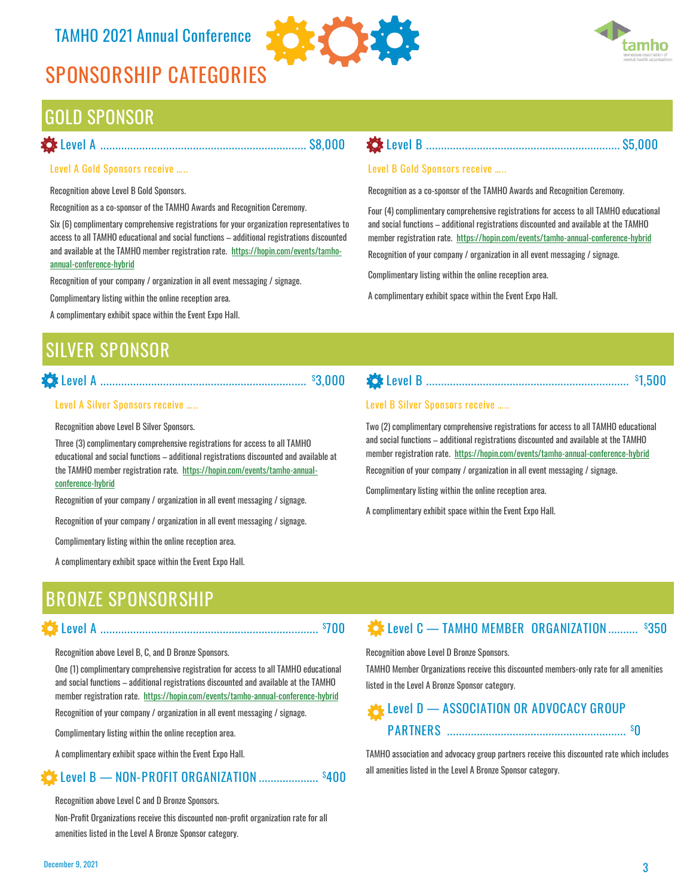TAMHO 2021 Annual Conference

# SPONSORSHIP CATEGORIES

## GOLD SPONSOR

### Level A .................................................. $8,000

Level A Gold Sponsors receive .....

Recognition above Level B Gold Sponsors.

Recognition as a co-sponsor of the TAMHO Awards and Recognition Ceremony.

Six (6) complimentary comprehensive registrations for your organization representatives to access to all TAMHO educational and social functions – additional registrations discounted and available at the TAMHO member registration rate. https://hopin.com/events/tamho-annual-conference-hybrid

Recognition of your company / organization in all event messaging / signage.

Complimentary listing within the online reception area.

A complimentary exhibit space within the Event Expo Hall.

### Level B .................................................. $5,000

Level B Gold Sponsors receive .....

Recognition as a co-sponsor of the TAMHO Awards and Recognition Ceremony.

Four (4) complimentary comprehensive registrations for access to all TAMHO educational and social functions – additional registrations discounted and available at the TAMHO member registration rate. https://hopin.com/events/tamho-annual-conference-hybrid

Recognition of your company / organization in all event messaging / signage.

Complimentary listing within the online reception area.

A complimentary exhibit space within the Event Expo Hall.

## SILVER SPONSOR

### Level A .................................................. $3,000

Level A Silver Sponsors receive .....

Recognition above Level B Silver Sponsors.

Three (3) complimentary comprehensive registrations for access to all TAMHO educational and social functions – additional registrations discounted and available at the TAMHO member registration rate. https://hopin.com/events/tamho-annual-conference-hybrid

Recognition of your company / organization in all event messaging / signage.

Recognition of your company / organization in all event messaging / signage.

Complimentary listing within the online reception area.

A complimentary exhibit space within the Event Expo Hall.

### Level B .................................................. $1,500

Level B Silver Sponsors receive .....

Two (2) complimentary comprehensive registrations for access to all TAMHO educational and social functions – additional registrations discounted and available at the TAMHO member registration rate. https://hopin.com/events/tamho-annual-conference-hybrid

Recognition of your company / organization in all event messaging / signage.

Complimentary listing within the online reception area.

A complimentary exhibit space within the Event Expo Hall.

## BRONZE SPONSORSHIP

### Level A .................................................. $700

Recognition above Level B, C, and D Bronze Sponsors.

One (1) complimentary comprehensive registration for access to all TAMHO educational and social functions – additional registrations discounted and available at the TAMHO member registration rate. https://hopin.com/events/tamho-annual-conference-hybrid

Recognition of your company / organization in all event messaging / signage.

Complimentary listing within the online reception area.

A complimentary exhibit space within the Event Expo Hall.

### Level B — NON-PROFIT ORGANIZATION .................... $400

Recognition above Level C and D Bronze Sponsors.

Non-Profit Organizations receive this discounted non-profit organization rate for all amenities listed in the Level A Bronze Sponsor category.

### Level C — TAMHO MEMBER ORGANIZATION .......... $350

Recognition above Level D Bronze Sponsors.

TAMHO Member Organizations receive this discounted members-only rate for all amenities listed in the Level A Bronze Sponsor category.

### Level D — ASSOCIATION OR ADVOCACY GROUP PARTNERS .................................................. $0

TAMHO association and advocacy group partners receive this discounted rate which includes all amenities listed in the Level A Bronze Sponsor category.

December 9, 2021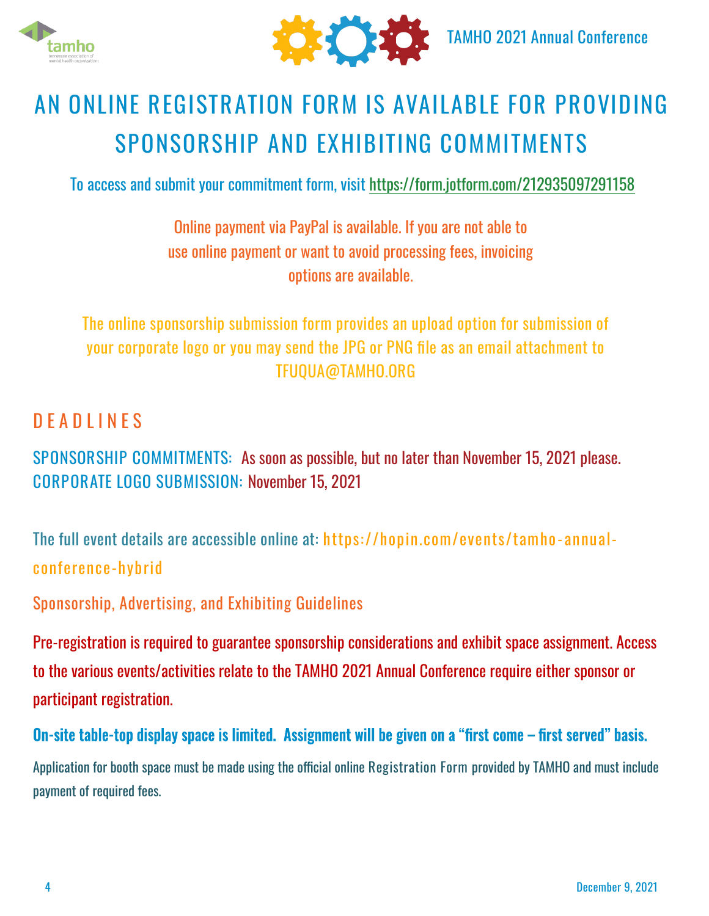# AN ONLINE REGISTRATION FORM IS AVAILABLE FOR PROVIDING SPONSORSHIP AND EXHIBITING COMMITMENTS

To access and submit your commitment form, visit https://form.jotform.com/212935097291158

Online payment via PayPal is available. If you are not able to use online payment or want to avoid processing fees, invoicing options are available.

The online sponsorship submission form provides an upload option for submission of your corporate logo or you may send the JPG or PNG file as an email attachment to TFUQUA@TAMHO.ORG

## DEADLINES

SPONSORSHIP COMMITMENTS: As soon as possible, but no later than November 15, 2021 please.
CORPORATE LOGO SUBMISSION: November 15, 2021

The full event details are accessible online at: https://hopin.com/events/tamho-annual-conference-hybrid

Sponsorship, Advertising, and Exhibiting Guidelines

Pre-registration is required to guarantee sponsorship considerations and exhibit space assignment. Access to the various events/activities relate to the TAMHO 2021 Annual Conference require either sponsor or participant registration.

**On-site table-top display space is limited. Assignment will be given on a "first come – first served" basis.**

Application for booth space must be made using the official online Registration Form provided by TAMHO and must include payment of required fees.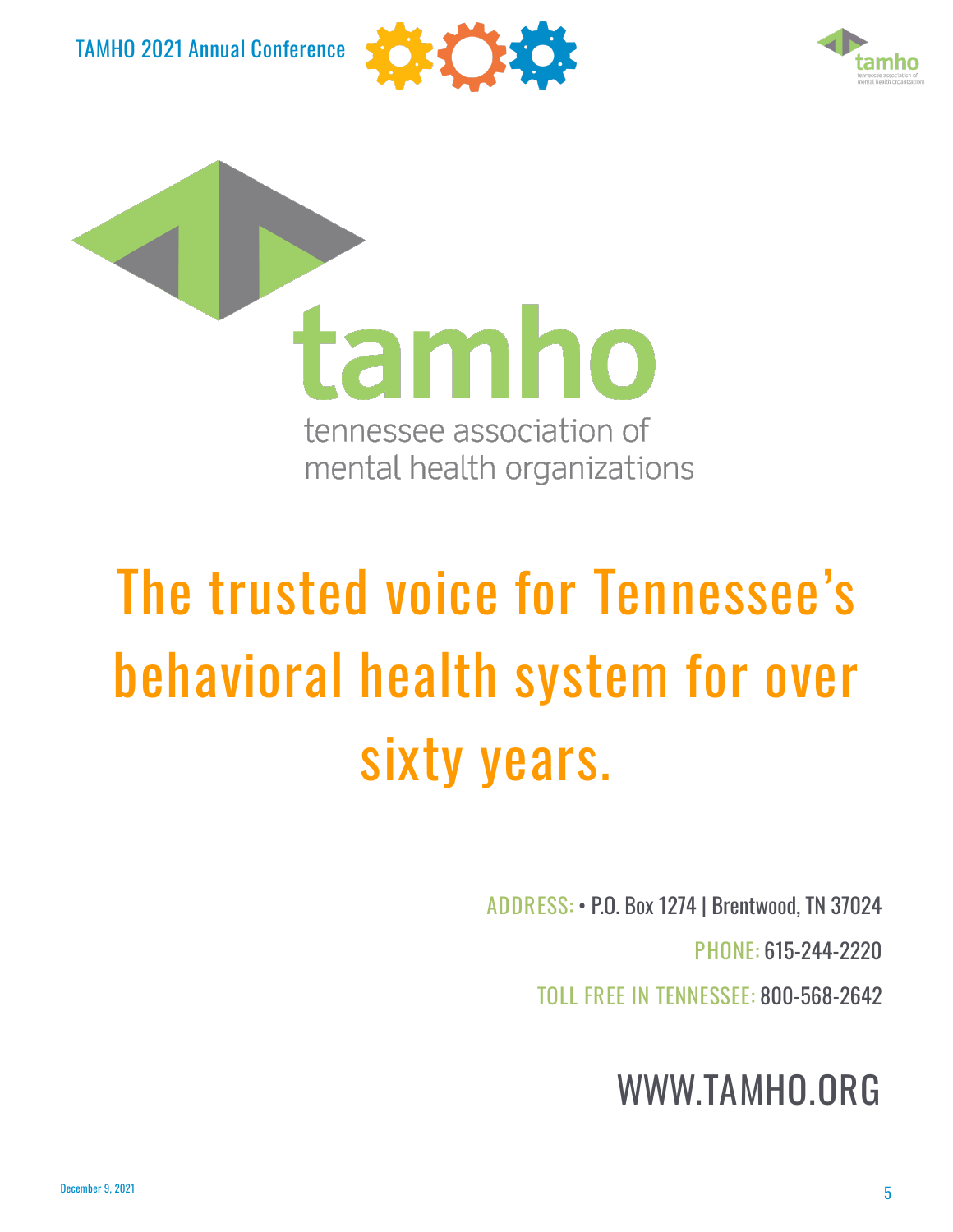tamho

tennessee association of mental health organizations

# The trusted voice for Tennessee's behavioral health system for over sixty years.

ADDRESS: • P.O. Box 1274 | Brentwood, TN 37024

PHONE: 615-244-2220

TOLL FREE IN TENNESSEE: 800-568-2642

WWW.TAMHO.ORG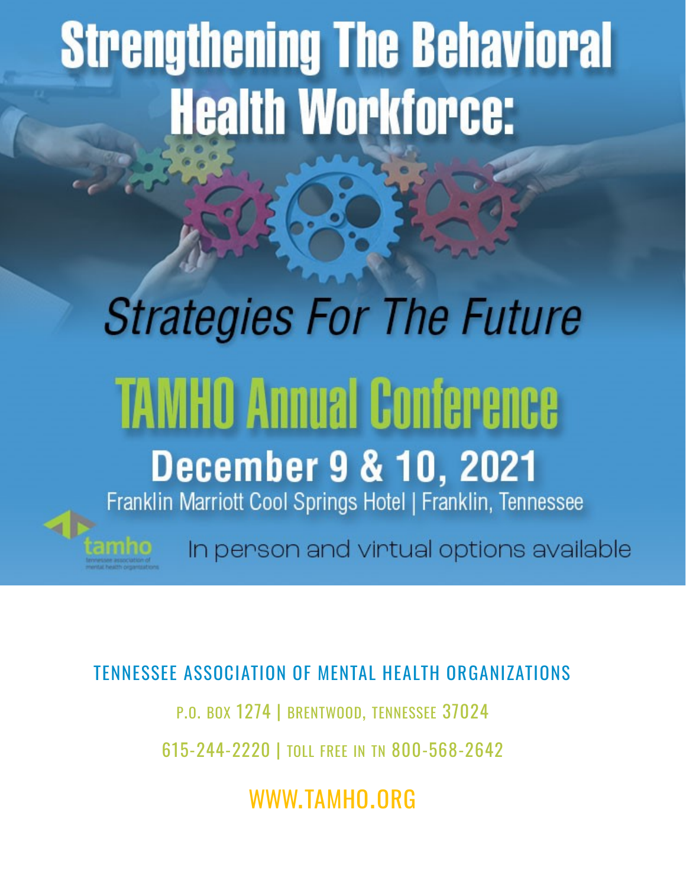# Strengthening The Behavioral Health Workforce:

## Strategies For The Future

# TAMHO Annual Conference

## December 9 & 10, 2021

Franklin Marriott Cool Springs Hotel | Franklin, Tennessee

tamho
tennessee association of mental health organizations

In person and virtual options available

TENNESSEE ASSOCIATION OF MENTAL HEALTH ORGANIZATIONS

P.O. BOX 1274 | BRENTWOOD, TENNESSEE 37024

615-244-2220 | TOLL FREE IN TN 800-568-2642

WWW.TAMHO.ORG